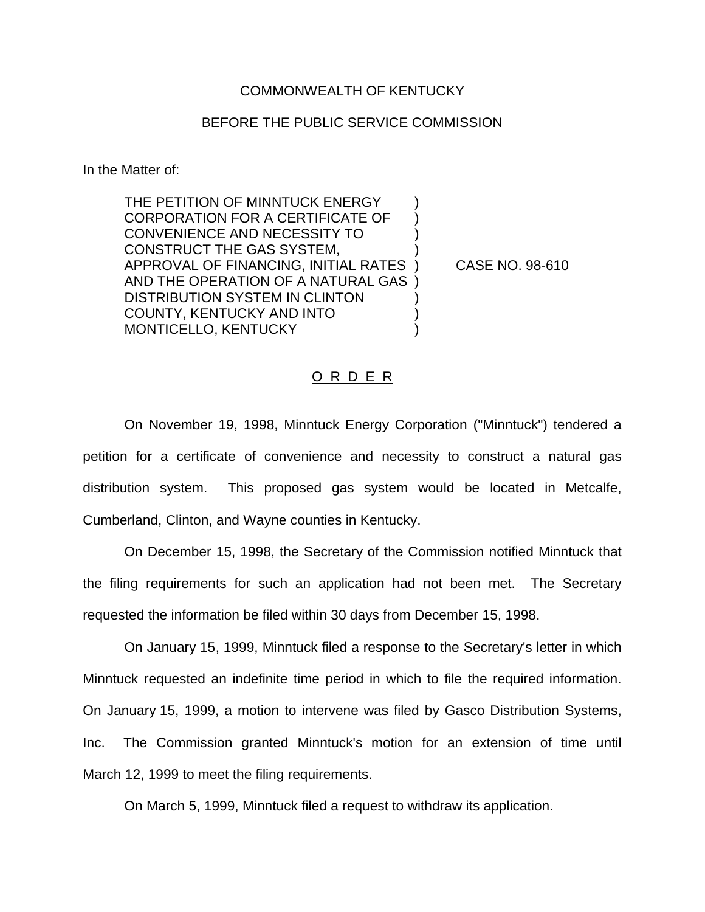COMMONWEALTH OF KENTUCKY

BEFORE THE PUBLIC SERVICE COMMISSION

In the Matter of:

THE PETITION OF MINNTUCK ENERGY CORPORATION FOR A CERTIFICATE OF CONVENIENCE AND NECESSITY TO CONSTRUCT THE GAS SYSTEM, APPROVAL OF FINANCING, INITIAL RATES AND THE OPERATION OF A NATURAL GAS DISTRIBUTION SYSTEM IN CLINTON COUNTY, KENTUCKY AND INTO MONTICELLO, KENTUCKY ) CASE NO. 98-610

O R D E R

On November 19, 1998, Minntuck Energy Corporation ("Minntuck") tendered a petition for a certificate of convenience and necessity to construct a natural gas distribution system. This proposed gas system would be located in Metcalfe, Cumberland, Clinton, and Wayne counties in Kentucky.

On December 15, 1998, the Secretary of the Commission notified Minntuck that the filing requirements for such an application had not been met. The Secretary requested the information be filed within 30 days from December 15, 1998.

On January 15, 1999, Minntuck filed a response to the Secretary's letter in which Minntuck requested an indefinite time period in which to file the required information. On January 15, 1999, a motion to intervene was filed by Gasco Distribution Systems, Inc. The Commission granted Minntuck's motion for an extension of time until March 12, 1999 to meet the filing requirements.

On March 5, 1999, Minntuck filed a request to withdraw its application.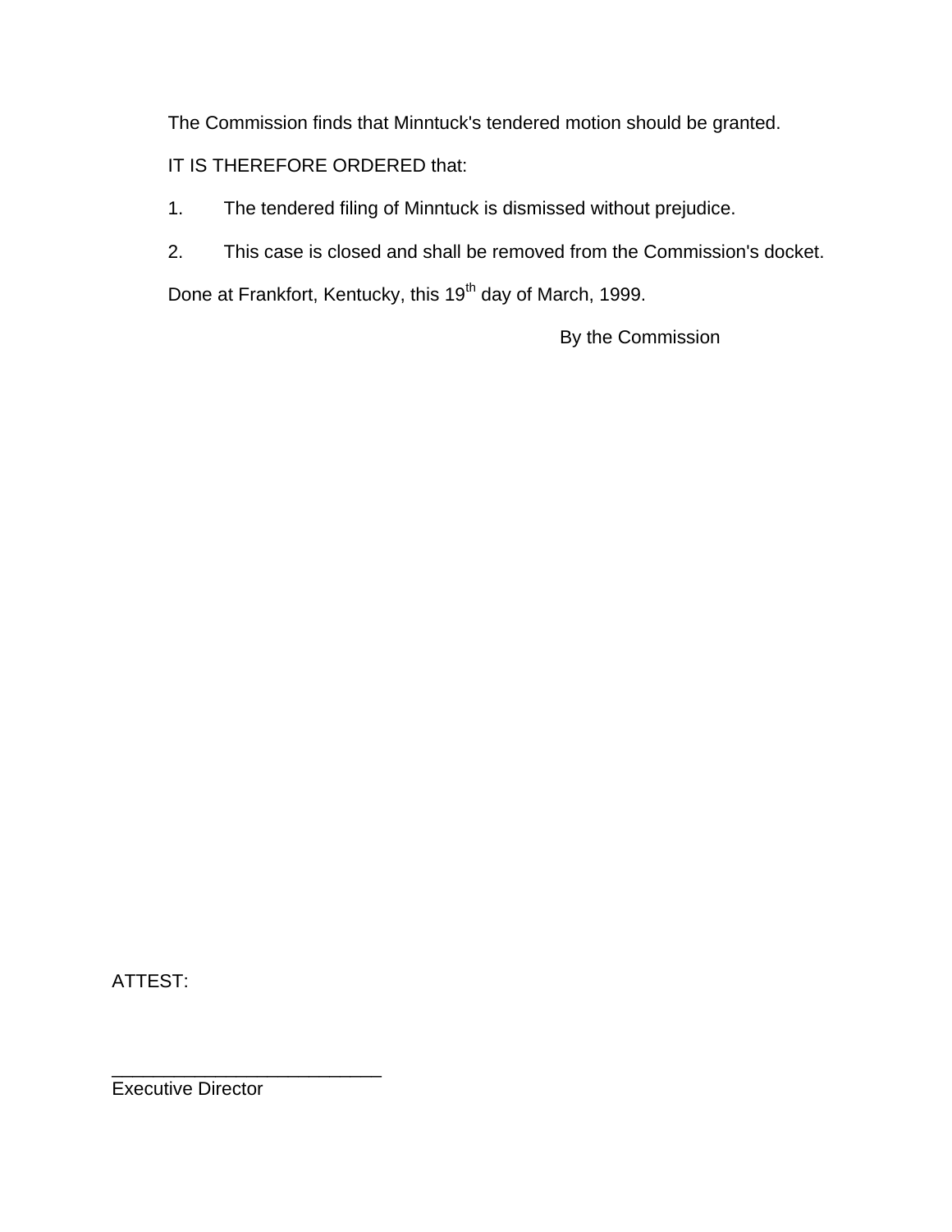The Commission finds that Minntuck's tendered motion should be granted.

IT IS THEREFORE ORDERED that:

1. The tendered filing of Minntuck is dismissed without prejudice.

2. This case is closed and shall be removed from the Commission's docket.

Done at Frankfort, Kentucky, this 19th day of March, 1999.

By the Commission

ATTEST:

___________________________
Executive Director